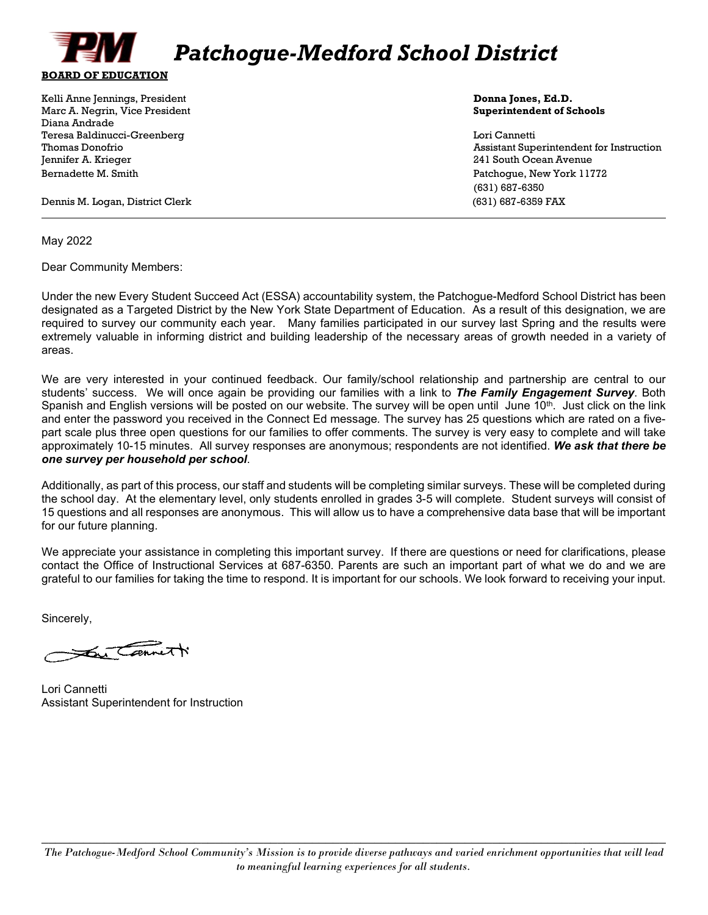# Patchogue-Medford School District

**BOARD OF EDUCATION**

Kelli Anne Jennings, President
Marc A. Negrin, Vice President
Diana Andrade
Teresa Baldinucci-Greenberg
Thomas Donofrio
Jennifer A. Krieger
Bernadette M. Smith

Dennis M. Logan, District Clerk

**Donna Jones, Ed.D.**
**Superintendent of Schools**

Lori Cannetti
Assistant Superintendent for Instruction
241 South Ocean Avenue
Patchogue, New York 11772
(631) 687-6350
(631) 687-6359 FAX

---

May 2022

Dear Community Members:

Under the new Every Student Succeed Act (ESSA) accountability system, the Patchogue-Medford School District has been designated as a Targeted District by the New York State Department of Education. As a result of this designation, we are required to survey our community each year. Many families participated in our survey last Spring and the results were extremely valuable in informing district and building leadership of the necessary areas of growth needed in a variety of areas.

We are very interested in your continued feedback. Our family/school relationship and partnership are central to our students' success. We will once again be providing our families with a link to ***The Family Engagement Survey***. Both Spanish and English versions will be posted on our website. The survey will be open until June 10th. Just click on the link and enter the password you received in the Connect Ed message. The survey has 25 questions which are rated on a five-part scale plus three open questions for our families to offer comments. The survey is very easy to complete and will take approximately 10-15 minutes. All survey responses are anonymous; respondents are not identified. ***We ask that there be one survey per household per school***.

Additionally, as part of this process, our staff and students will be completing similar surveys. These will be completed during the school day. At the elementary level, only students enrolled in grades 3-5 will complete. Student surveys will consist of 15 questions and all responses are anonymous. This will allow us to have a comprehensive data base that will be important for our future planning.

We appreciate your assistance in completing this important survey. If there are questions or need for clarifications, please contact the Office of Instructional Services at 687-6350. Parents are such an important part of what we do and we are grateful to our families for taking the time to respond. It is important for our schools. We look forward to receiving your input.

Sincerely,

Lori Cannetti
Assistant Superintendent for Instruction

---

*The Patchogue-Medford School Community's Mission is to provide diverse pathways and varied enrichment opportunities that will lead to meaningful learning experiences for all students.*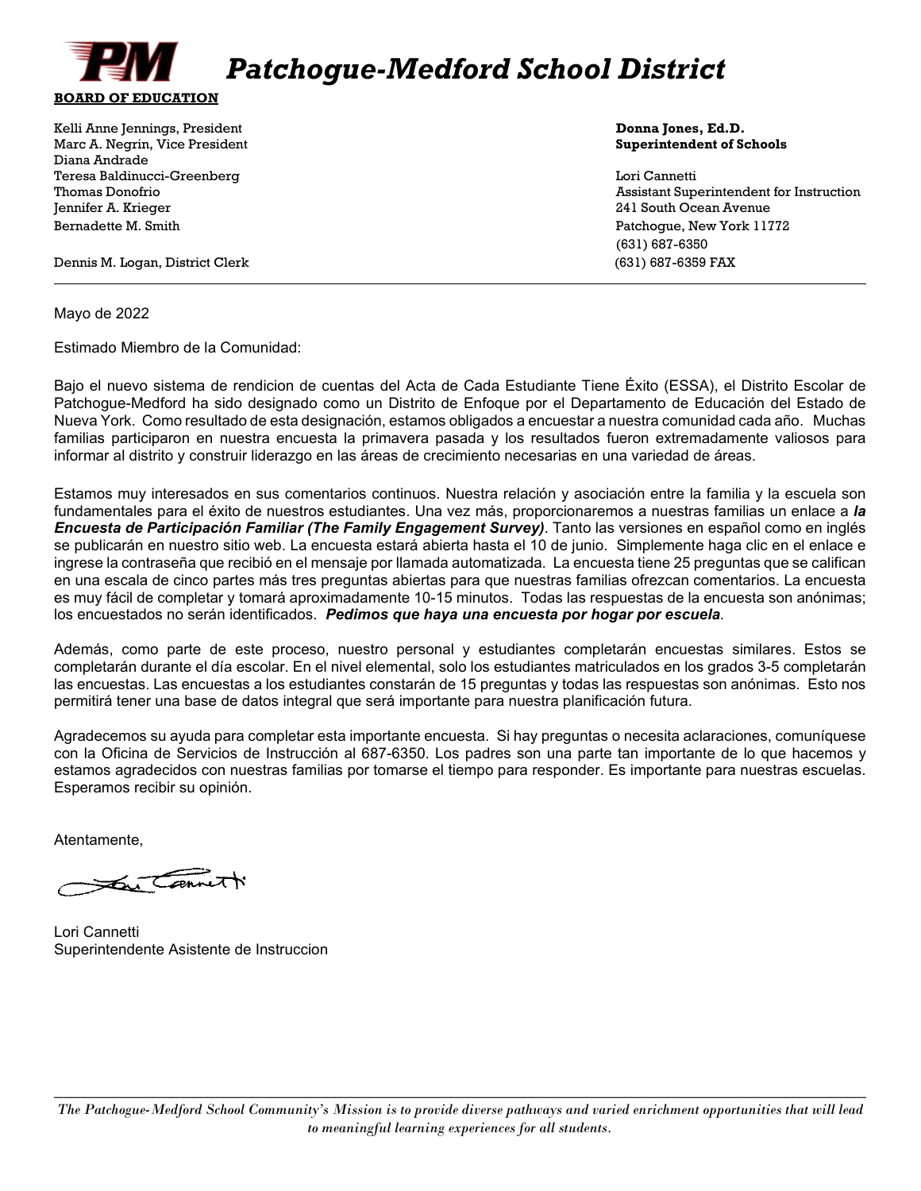# Patchogue-Medford School District

**BOARD OF EDUCATION**

Kelli Anne Jennings, President
Marc A. Negrin, Vice President
Diana Andrade
Teresa Baldinucci-Greenberg
Thomas Donofrio
Jennifer A. Krieger
Bernadette M. Smith

Dennis M. Logan, District Clerk

**Donna Jones, Ed.D.**
**Superintendent of Schools**

Lori Cannetti
Assistant Superintendent for Instruction
241 South Ocean Avenue
Patchogue, New York 11772
(631) 687-6350
(631) 687-6359 FAX

---

Mayo de 2022

Estimado Miembro de la Comunidad:

Bajo el nuevo sistema de rendicion de cuentas del Acta de Cada Estudiante Tiene Éxito (ESSA), el Distrito Escolar de Patchogue-Medford ha sido designado como un Distrito de Enfoque por el Departamento de Educación del Estado de Nueva York. Como resultado de esta designación, estamos obligados a encuestar a nuestra comunidad cada año. Muchas familias participaron en nuestra encuesta la primavera pasada y los resultados fueron extremadamente valiosos para informar al distrito y construir liderazgo en las áreas de crecimiento necesarias en una variedad de áreas.

Estamos muy interesados en sus comentarios continuos. Nuestra relación y asociación entre la familia y la escuela son fundamentales para el éxito de nuestros estudiantes. Una vez más, proporcionaremos a nuestras familias un enlace a ***la Encuesta de Participación Familiar (The Family Engagement Survey)***. Tanto las versiones en español como en inglés se publicarán en nuestro sitio web. La encuesta estará abierta hasta el 10 de junio. Simplemente haga clic en el enlace e ingrese la contraseña que recibió en el mensaje por llamada automatizada. La encuesta tiene 25 preguntas que se califican en una escala de cinco partes más tres preguntas abiertas para que nuestras familias ofrezcan comentarios. La encuesta es muy fácil de completar y tomará aproximadamente 10-15 minutos. Todas las respuestas de la encuesta son anónimas; los encuestados no serán identificados. ***Pedimos que haya una encuesta por hogar por escuela***.

Además, como parte de este proceso, nuestro personal y estudiantes completarán encuestas similares. Estos se completarán durante el día escolar. En el nivel elemental, solo los estudiantes matriculados en los grados 3-5 completarán las encuestas. Las encuestas a los estudiantes constarán de 15 preguntas y todas las respuestas son anónimas. Esto nos permitirá tener una base de datos integral que será importante para nuestra planificación futura.

Agradecemos su ayuda para completar esta importante encuesta. Si hay preguntas o necesita aclaraciones, comuníquese con la Oficina de Servicios de Instrucción al 687-6350. Los padres son una parte tan importante de lo que hacemos y estamos agradecidos con nuestras familias por tomarse el tiempo para responder. Es importante para nuestras escuelas. Esperamos recibir su opinión.

Atentamente,

Lori Cannetti
Superintendente Asistente de Instruccion

*The Patchogue-Medford School Community's Mission is to provide diverse pathways and varied enrichment opportunities that will lead to meaningful learning experiences for all students.*